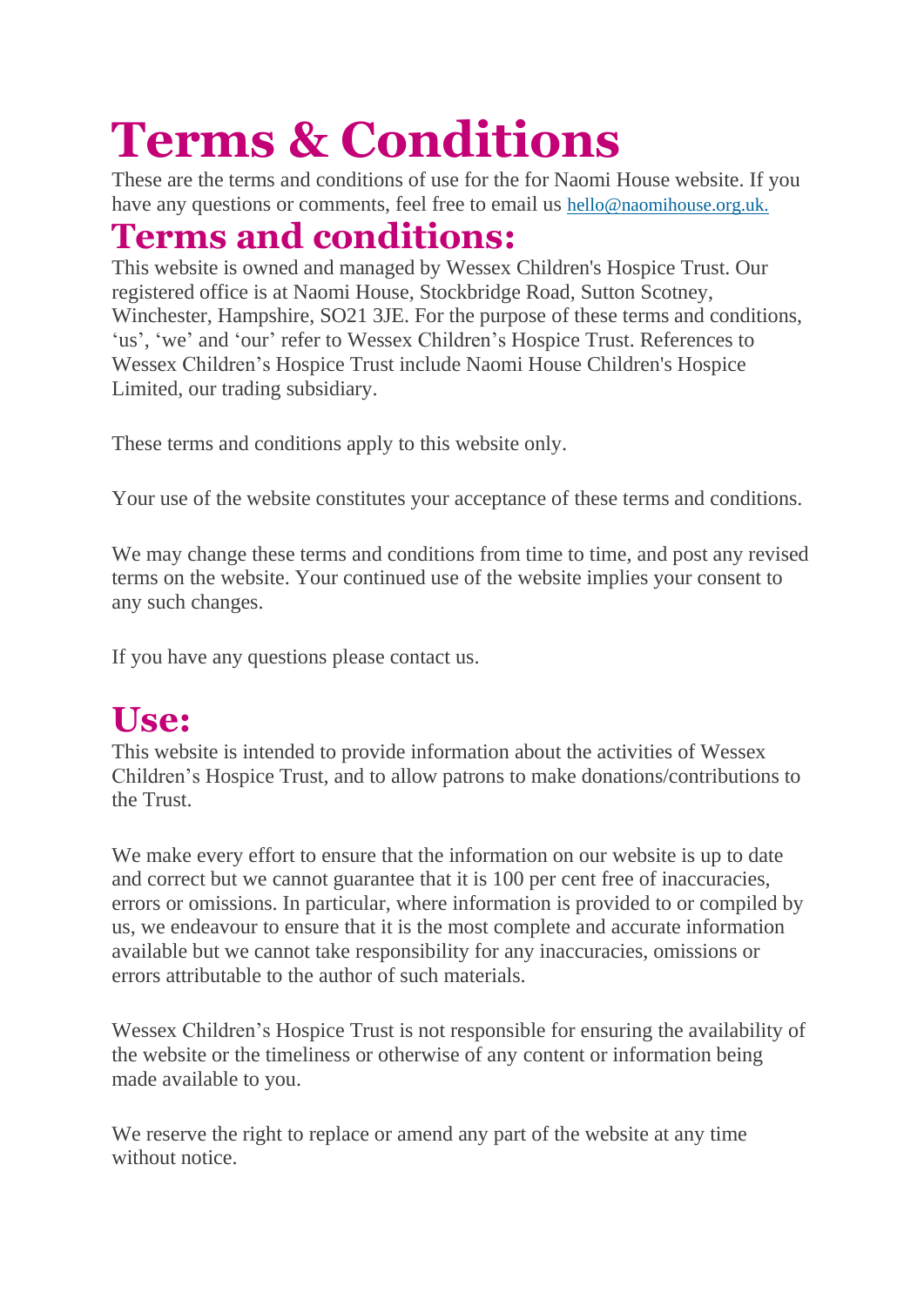# Terms & Conditions

These are the terms and conditions of use for the for Naomi House website. If you have any questions or comments, feel free to email us hello@naomihouse.org.uk.

## Terms and conditions:

This website is owned and managed by Wessex Children's Hospice Trust. Our registered office is at Naomi House, Stockbridge Road, Sutton Scotney, Winchester, Hampshire, SO21 3JE. For the purpose of these terms and conditions, 'us', 'we' and 'our' refer to Wessex Children's Hospice Trust. References to Wessex Children's Hospice Trust include Naomi House Children's Hospice Limited, our trading subsidiary.

These terms and conditions apply to this website only.

Your use of the website constitutes your acceptance of these terms and conditions.

We may change these terms and conditions from time to time, and post any revised terms on the website. Your continued use of the website implies your consent to any such changes.

If you have any questions please contact us.

## Use:

This website is intended to provide information about the activities of Wessex Children's Hospice Trust, and to allow patrons to make donations/contributions to the Trust.

We make every effort to ensure that the information on our website is up to date and correct but we cannot guarantee that it is 100 per cent free of inaccuracies, errors or omissions. In particular, where information is provided to or compiled by us, we endeavour to ensure that it is the most complete and accurate information available but we cannot take responsibility for any inaccuracies, omissions or errors attributable to the author of such materials.

Wessex Children's Hospice Trust is not responsible for ensuring the availability of the website or the timeliness or otherwise of any content or information being made available to you.

We reserve the right to replace or amend any part of the website at any time without notice.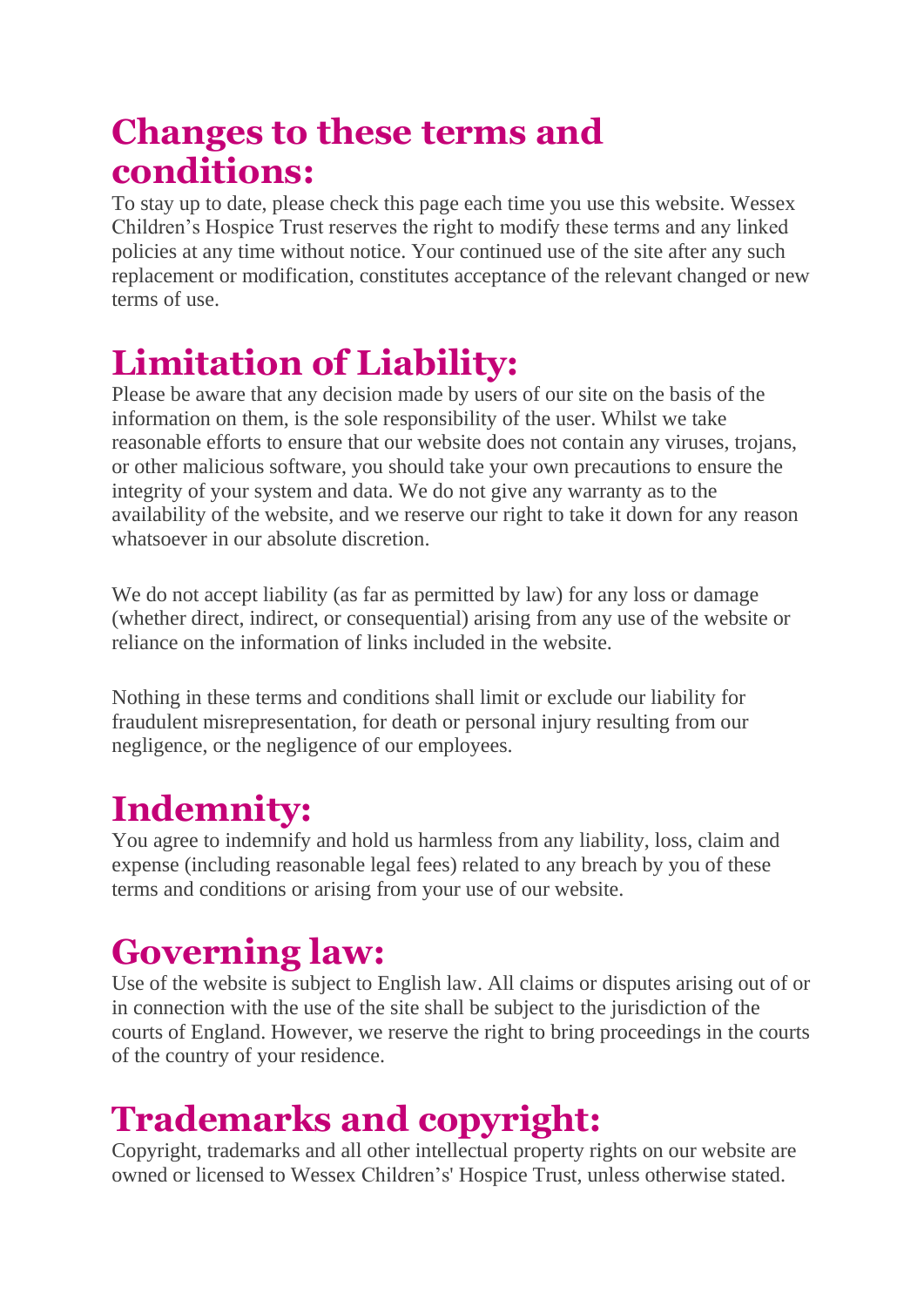## Changes to these terms and conditions:

To stay up to date, please check this page each time you use this website. Wessex Children's Hospice Trust reserves the right to modify these terms and any linked policies at any time without notice. Your continued use of the site after any such replacement or modification, constitutes acceptance of the relevant changed or new terms of use.

## Limitation of Liability:

Please be aware that any decision made by users of our site on the basis of the information on them, is the sole responsibility of the user. Whilst we take reasonable efforts to ensure that our website does not contain any viruses, trojans, or other malicious software, you should take your own precautions to ensure the integrity of your system and data. We do not give any warranty as to the availability of the website, and we reserve our right to take it down for any reason whatsoever in our absolute discretion.

We do not accept liability (as far as permitted by law) for any loss or damage (whether direct, indirect, or consequential) arising from any use of the website or reliance on the information of links included in the website.

Nothing in these terms and conditions shall limit or exclude our liability for fraudulent misrepresentation, for death or personal injury resulting from our negligence, or the negligence of our employees.

## Indemnity:

You agree to indemnify and hold us harmless from any liability, loss, claim and expense (including reasonable legal fees) related to any breach by you of these terms and conditions or arising from your use of our website.

## Governing law:

Use of the website is subject to English law. All claims or disputes arising out of or in connection with the use of the site shall be subject to the jurisdiction of the courts of England. However, we reserve the right to bring proceedings in the courts of the country of your residence.

## Trademarks and copyright:

Copyright, trademarks and all other intellectual property rights on our website are owned or licensed to Wessex Children's' Hospice Trust, unless otherwise stated.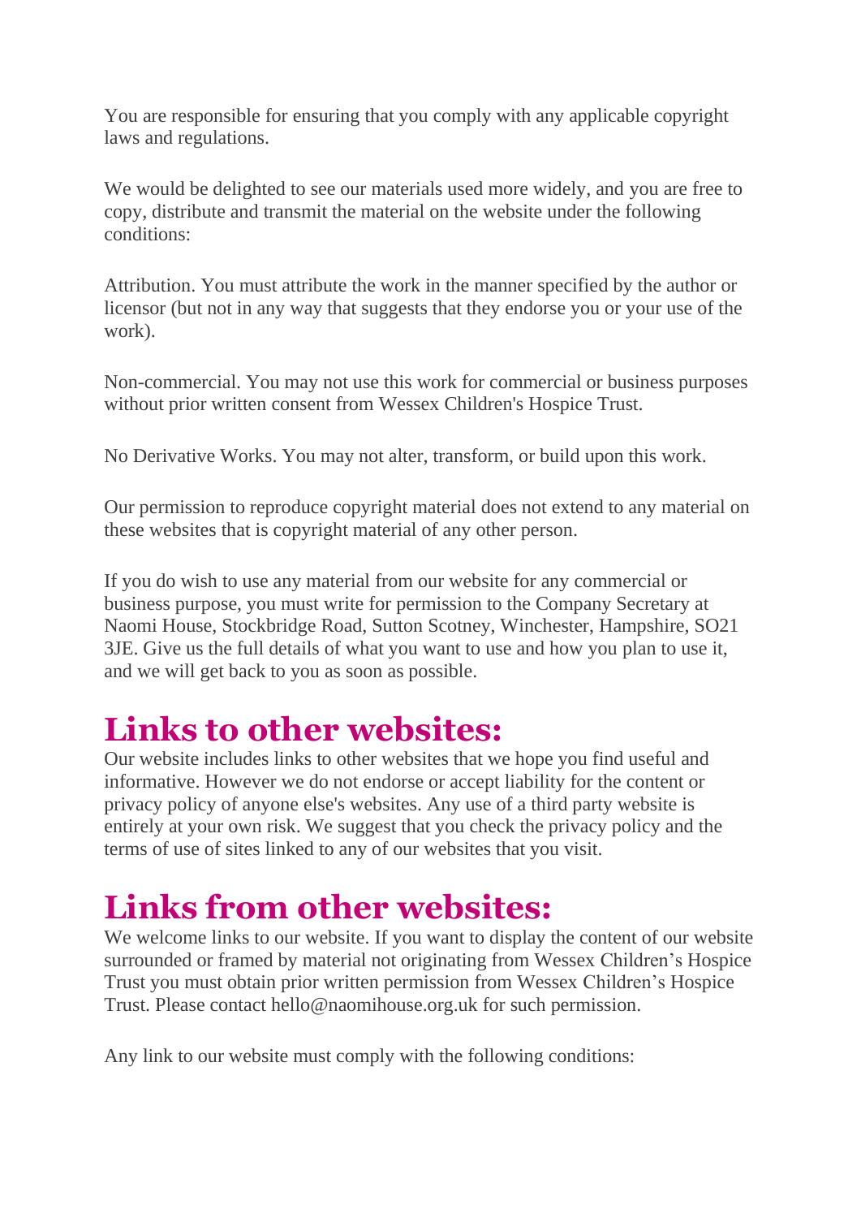You are responsible for ensuring that you comply with any applicable copyright laws and regulations.

We would be delighted to see our materials used more widely, and you are free to copy, distribute and transmit the material on the website under the following conditions:

Attribution. You must attribute the work in the manner specified by the author or licensor (but not in any way that suggests that they endorse you or your use of the work).

Non-commercial. You may not use this work for commercial or business purposes without prior written consent from Wessex Children's Hospice Trust.

No Derivative Works. You may not alter, transform, or build upon this work.

Our permission to reproduce copyright material does not extend to any material on these websites that is copyright material of any other person.

If you do wish to use any material from our website for any commercial or business purpose, you must write for permission to the Company Secretary at Naomi House, Stockbridge Road, Sutton Scotney, Winchester, Hampshire, SO21 3JE. Give us the full details of what you want to use and how you plan to use it, and we will get back to you as soon as possible.

## Links to other websites:

Our website includes links to other websites that we hope you find useful and informative. However we do not endorse or accept liability for the content or privacy policy of anyone else's websites. Any use of a third party website is entirely at your own risk. We suggest that you check the privacy policy and the terms of use of sites linked to any of our websites that you visit.

## Links from other websites:

We welcome links to our website. If you want to display the content of our website surrounded or framed by material not originating from Wessex Children's Hospice Trust you must obtain prior written permission from Wessex Children's Hospice Trust. Please contact hello@naomihouse.org.uk for such permission.

Any link to our website must comply with the following conditions: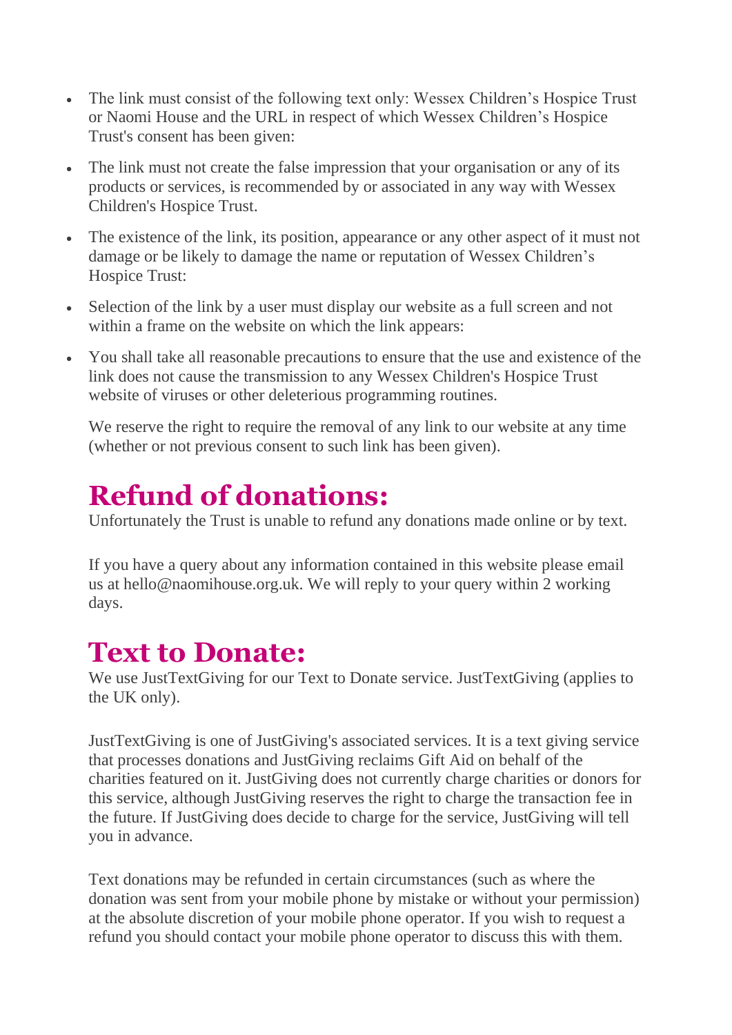- The link must consist of the following text only: Wessex Children's Hospice Trust or Naomi House and the URL in respect of which Wessex Children's Hospice Trust's consent has been given:
- The link must not create the false impression that your organisation or any of its products or services, is recommended by or associated in any way with Wessex Children's Hospice Trust.
- The existence of the link, its position, appearance or any other aspect of it must not damage or be likely to damage the name or reputation of Wessex Children's Hospice Trust:
- Selection of the link by a user must display our website as a full screen and not within a frame on the website on which the link appears:
- You shall take all reasonable precautions to ensure that the use and existence of the link does not cause the transmission to any Wessex Children's Hospice Trust website of viruses or other deleterious programming routines.

  We reserve the right to require the removal of any link to our website at any time (whether or not previous consent to such link has been given).

## Refund of donations:

Unfortunately the Trust is unable to refund any donations made online or by text.

If you have a query about any information contained in this website please email us at hello@naomihouse.org.uk. We will reply to your query within 2 working days.

## Text to Donate:

We use JustTextGiving for our Text to Donate service. JustTextGiving (applies to the UK only).

JustTextGiving is one of JustGiving's associated services. It is a text giving service that processes donations and JustGiving reclaims Gift Aid on behalf of the charities featured on it. JustGiving does not currently charge charities or donors for this service, although JustGiving reserves the right to charge the transaction fee in the future. If JustGiving does decide to charge for the service, JustGiving will tell you in advance.

Text donations may be refunded in certain circumstances (such as where the donation was sent from your mobile phone by mistake or without your permission) at the absolute discretion of your mobile phone operator. If you wish to request a refund you should contact your mobile phone operator to discuss this with them.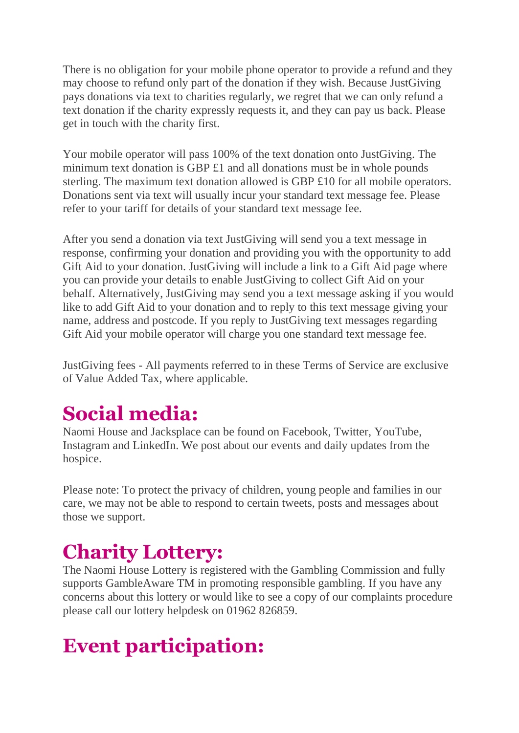There is no obligation for your mobile phone operator to provide a refund and they may choose to refund only part of the donation if they wish. Because JustGiving pays donations via text to charities regularly, we regret that we can only refund a text donation if the charity expressly requests it, and they can pay us back. Please get in touch with the charity first.

Your mobile operator will pass 100% of the text donation onto JustGiving. The minimum text donation is GBP £1 and all donations must be in whole pounds sterling. The maximum text donation allowed is GBP £10 for all mobile operators. Donations sent via text will usually incur your standard text message fee. Please refer to your tariff for details of your standard text message fee.

After you send a donation via text JustGiving will send you a text message in response, confirming your donation and providing you with the opportunity to add Gift Aid to your donation. JustGiving will include a link to a Gift Aid page where you can provide your details to enable JustGiving to collect Gift Aid on your behalf. Alternatively, JustGiving may send you a text message asking if you would like to add Gift Aid to your donation and to reply to this text message giving your name, address and postcode. If you reply to JustGiving text messages regarding Gift Aid your mobile operator will charge you one standard text message fee.

JustGiving fees - All payments referred to in these Terms of Service are exclusive of Value Added Tax, where applicable.

# Social media:

Naomi House and Jacksplace can be found on Facebook, Twitter, YouTube, Instagram and LinkedIn. We post about our events and daily updates from the hospice.

Please note: To protect the privacy of children, young people and families in our care, we may not be able to respond to certain tweets, posts and messages about those we support.

# Charity Lottery:

The Naomi House Lottery is registered with the Gambling Commission and fully supports GambleAware TM in promoting responsible gambling. If you have any concerns about this lottery or would like to see a copy of our complaints procedure please call our lottery helpdesk on 01962 826859.

# Event participation: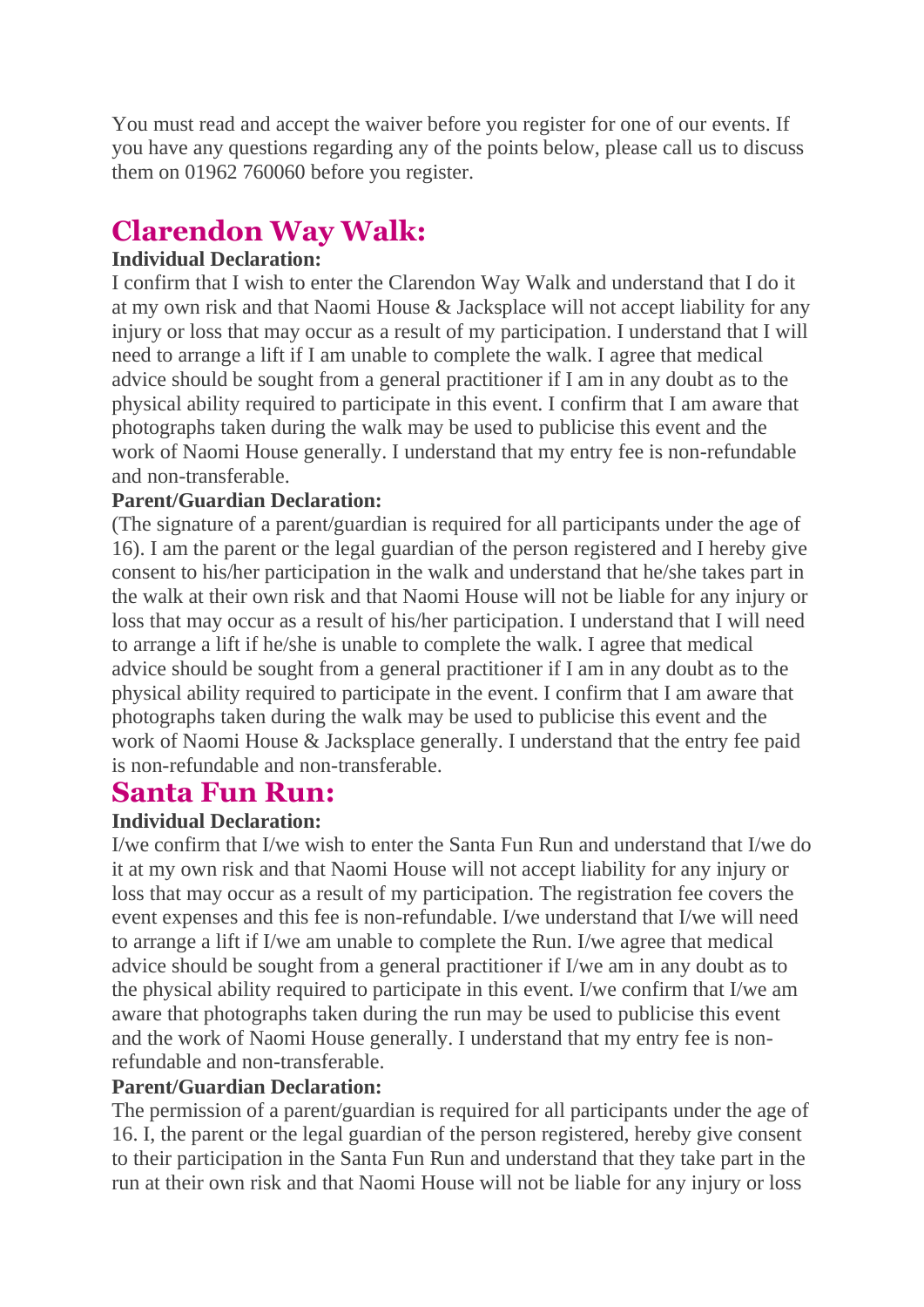You must read and accept the waiver before you register for one of our events. If you have any questions regarding any of the points below, please call us to discuss them on 01962 760060 before you register.

## Clarendon Way Walk:

**Individual Declaration:**

I confirm that I wish to enter the Clarendon Way Walk and understand that I do it at my own risk and that Naomi House & Jacksplace will not accept liability for any injury or loss that may occur as a result of my participation. I understand that I will need to arrange a lift if I am unable to complete the walk. I agree that medical advice should be sought from a general practitioner if I am in any doubt as to the physical ability required to participate in this event. I confirm that I am aware that photographs taken during the walk may be used to publicise this event and the work of Naomi House generally. I understand that my entry fee is non-refundable and non-transferable.

**Parent/Guardian Declaration:**

(The signature of a parent/guardian is required for all participants under the age of 16). I am the parent or the legal guardian of the person registered and I hereby give consent to his/her participation in the walk and understand that he/she takes part in the walk at their own risk and that Naomi House will not be liable for any injury or loss that may occur as a result of his/her participation. I understand that I will need to arrange a lift if he/she is unable to complete the walk. I agree that medical advice should be sought from a general practitioner if I am in any doubt as to the physical ability required to participate in the event. I confirm that I am aware that photographs taken during the walk may be used to publicise this event and the work of Naomi House & Jacksplace generally. I understand that the entry fee paid is non-refundable and non-transferable.

## Santa Fun Run:

**Individual Declaration:**

I/we confirm that I/we wish to enter the Santa Fun Run and understand that I/we do it at my own risk and that Naomi House will not accept liability for any injury or loss that may occur as a result of my participation. The registration fee covers the event expenses and this fee is non-refundable. I/we understand that I/we will need to arrange a lift if I/we am unable to complete the Run. I/we agree that medical advice should be sought from a general practitioner if I/we am in any doubt as to the physical ability required to participate in this event. I/we confirm that I/we am aware that photographs taken during the run may be used to publicise this event and the work of Naomi House generally. I understand that my entry fee is non-refundable and non-transferable.

**Parent/Guardian Declaration:**

The permission of a parent/guardian is required for all participants under the age of 16. I, the parent or the legal guardian of the person registered, hereby give consent to their participation in the Santa Fun Run and understand that they take part in the run at their own risk and that Naomi House will not be liable for any injury or loss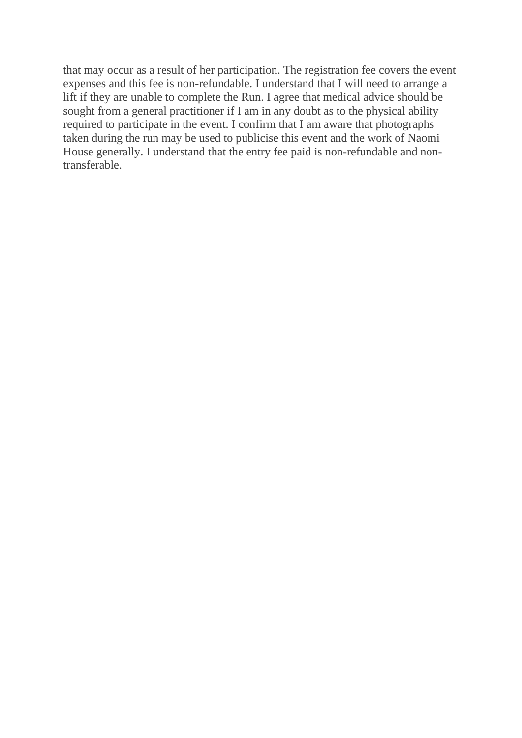that may occur as a result of her participation. The registration fee covers the event expenses and this fee is non-refundable. I understand that I will need to arrange a lift if they are unable to complete the Run. I agree that medical advice should be sought from a general practitioner if I am in any doubt as to the physical ability required to participate in the event. I confirm that I am aware that photographs taken during the run may be used to publicise this event and the work of Naomi House generally. I understand that the entry fee paid is non-refundable and non-transferable.